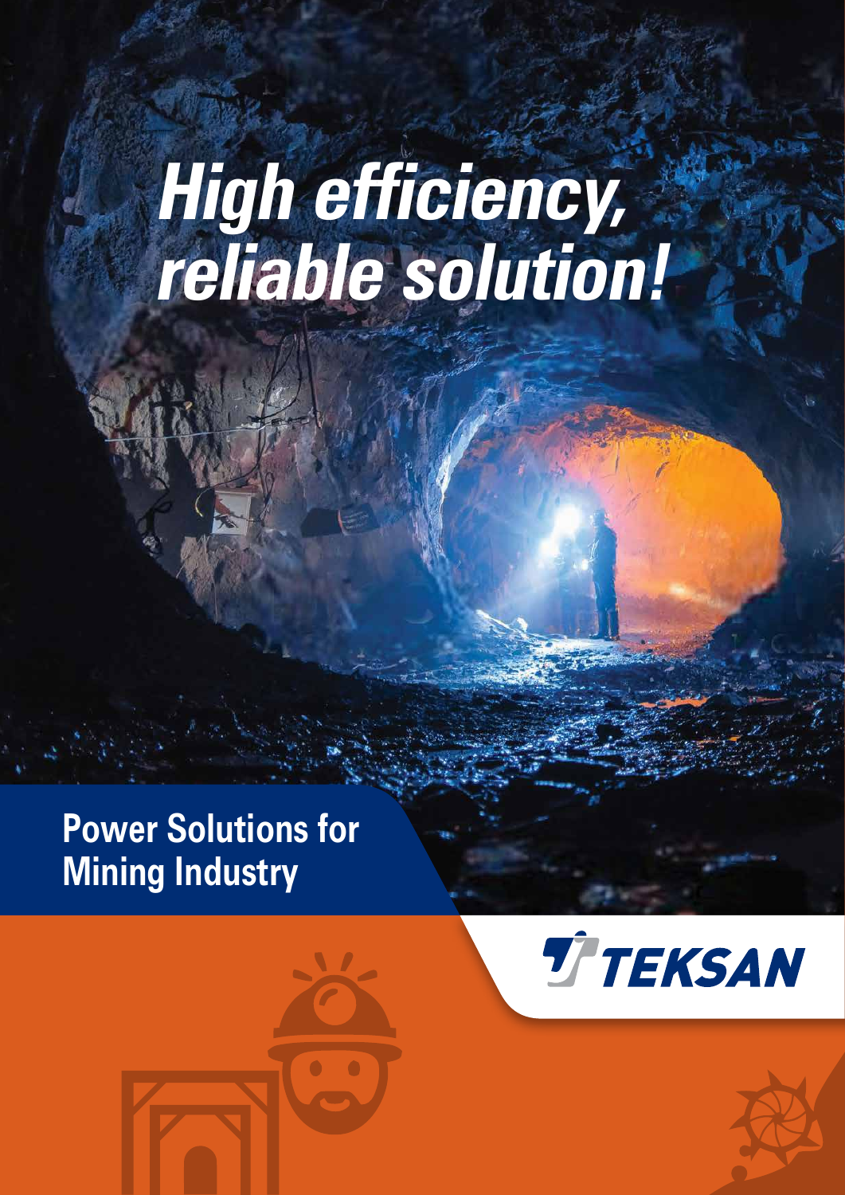# *High efficiency, reliable solution!*

## Power Solutions for Mining Industry

TEKSAN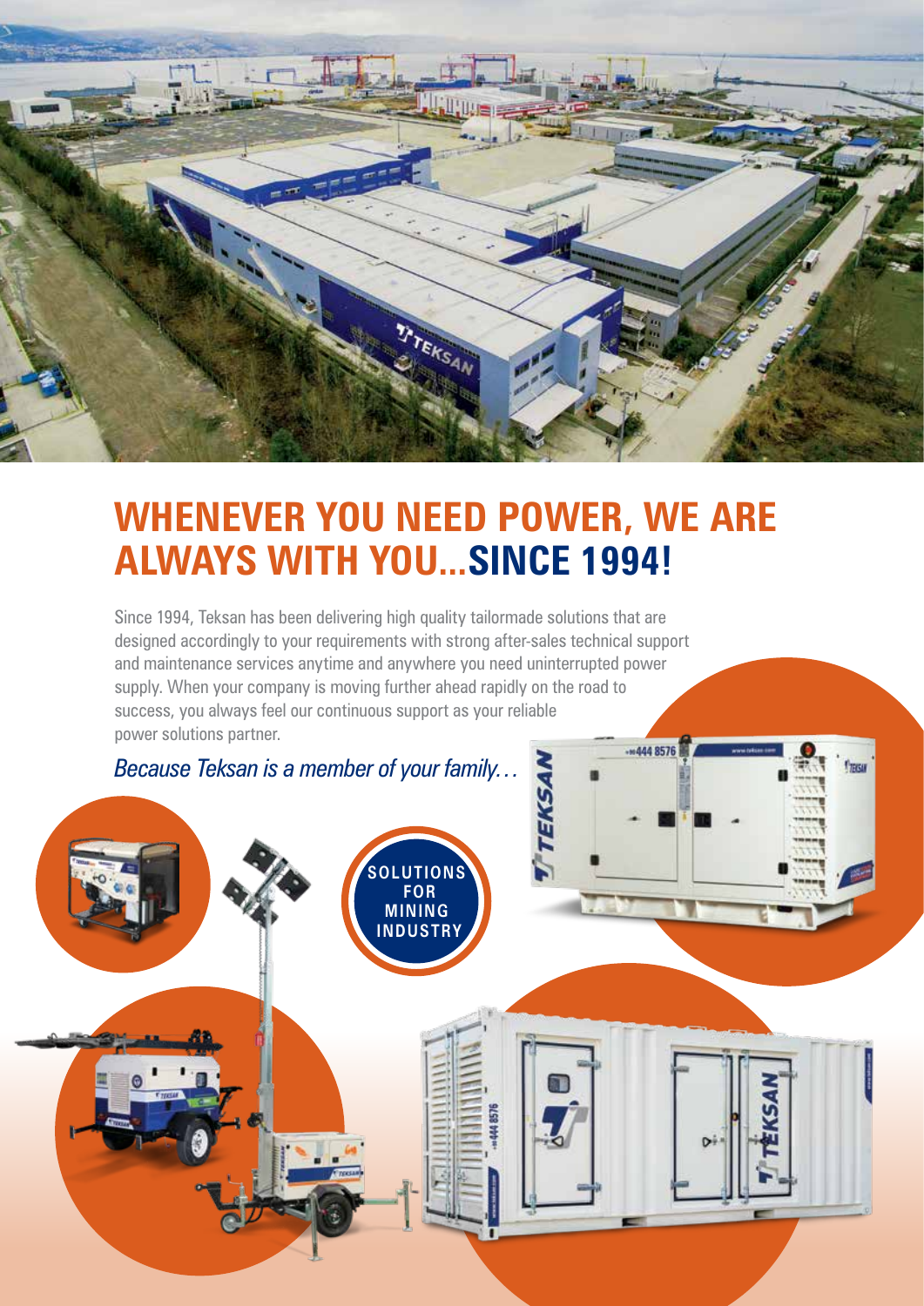# WHENEVER YOU NEED POWER, WE ARE ALWAYS WITH YOU...SINCE 1994!

Since 1994, Teksan has been delivering high quality tailormade solutions that are designed accordingly to your requirements with strong after-sales technical support and maintenance services anytime and anywhere you need uninterrupted power supply. When your company is moving further ahead rapidly on the road to success, you always feel our continuous support as your reliable power solutions partner.

*Because Teksan is a member of your family…*

**SOLUTIONS FOR MINING INDUSTRY**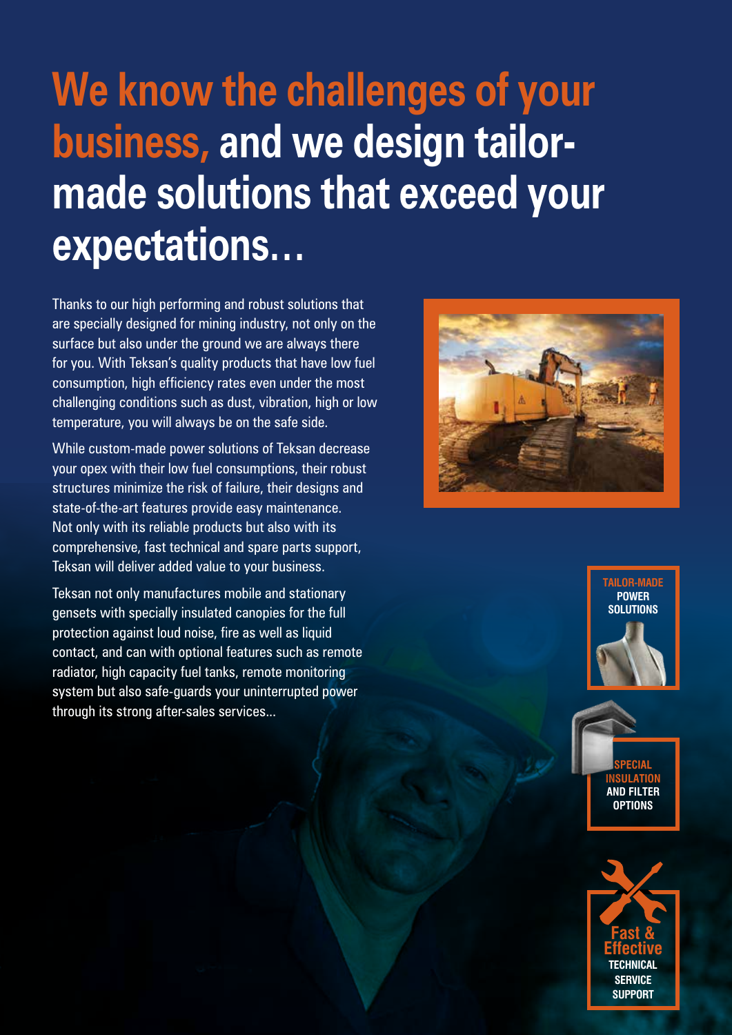# We know the challenges of your business, and we design tailor-made solutions that exceed your expectations…

Thanks to our high performing and robust solutions that are specially designed for mining industry, not only on the surface but also under the ground we are always there for you. With Teksan's quality products that have low fuel consumption, high efficiency rates even under the most challenging conditions such as dust, vibration, high or low temperature, you will always be on the safe side.

While custom-made power solutions of Teksan decrease your opex with their low fuel consumptions, their robust structures minimize the risk of failure, their designs and state-of-the-art features provide easy maintenance. Not only with its reliable products but also with its comprehensive, fast technical and spare parts support, Teksan will deliver added value to your business.

Teksan not only manufactures mobile and stationary gensets with specially insulated canopies for the full protection against loud noise, fire as well as liquid contact, and can with optional features such as remote radiator, high capacity fuel tanks, remote monitoring system but also safe-guards your uninterrupted power through its strong after-sales services...

**TAILOR-MADE POWER SOLUTIONS**

**SPECIAL INSULATION AND FILTER OPTIONS**

**Fast & Effective TECHNICAL SERVICE SUPPORT**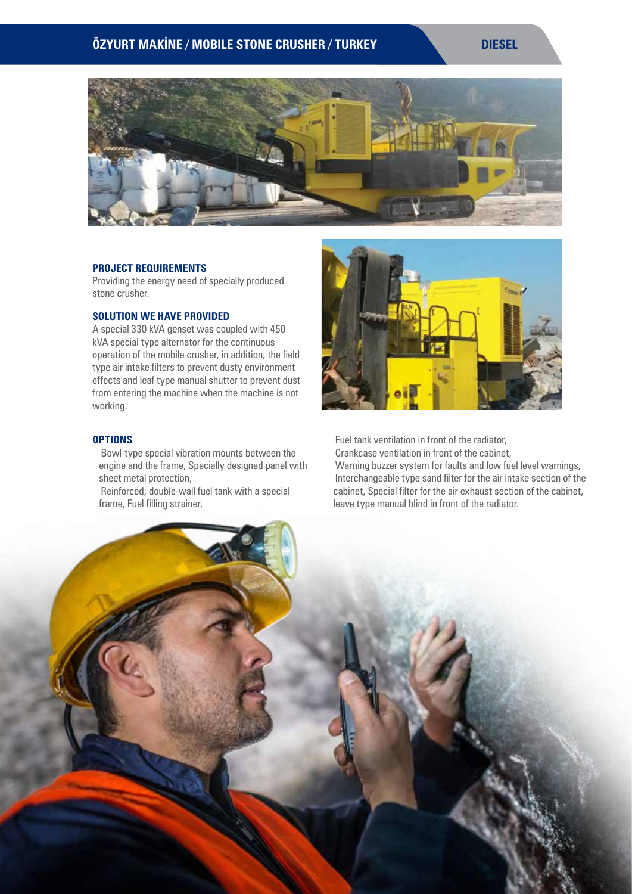## ÖZYURT MAKİNE / MOBILE STONE CRUSHER / TURKEY

DIESEL

### PROJECT REQUIREMENTS

Providing the energy need of specially produced stone crusher.

### SOLUTION WE HAVE PROVIDED

A special 330 kVA genset was coupled with 450 kVA special type alternator for the continuous operation of the mobile crusher, in addition, the field type air intake filters to prevent dusty environment effects and leaf type manual shutter to prevent dust from entering the machine when the machine is not working.

### OPTIONS

- Bowl-type special vibration mounts between the engine and the frame, Specially designed panel with sheet metal protection,
- Reinforced, double-wall fuel tank with a special frame, Fuel filling strainer,
- Fuel tank ventilation in front of the radiator,
- Crankcase ventilation in front of the cabinet,
- Warning buzzer system for faults and low fuel level warnings,
- Interchangeable type sand filter for the air intake section of the cabinet, Special filter for the air exhaust section of the cabinet, leave type manual blind in front of the radiator.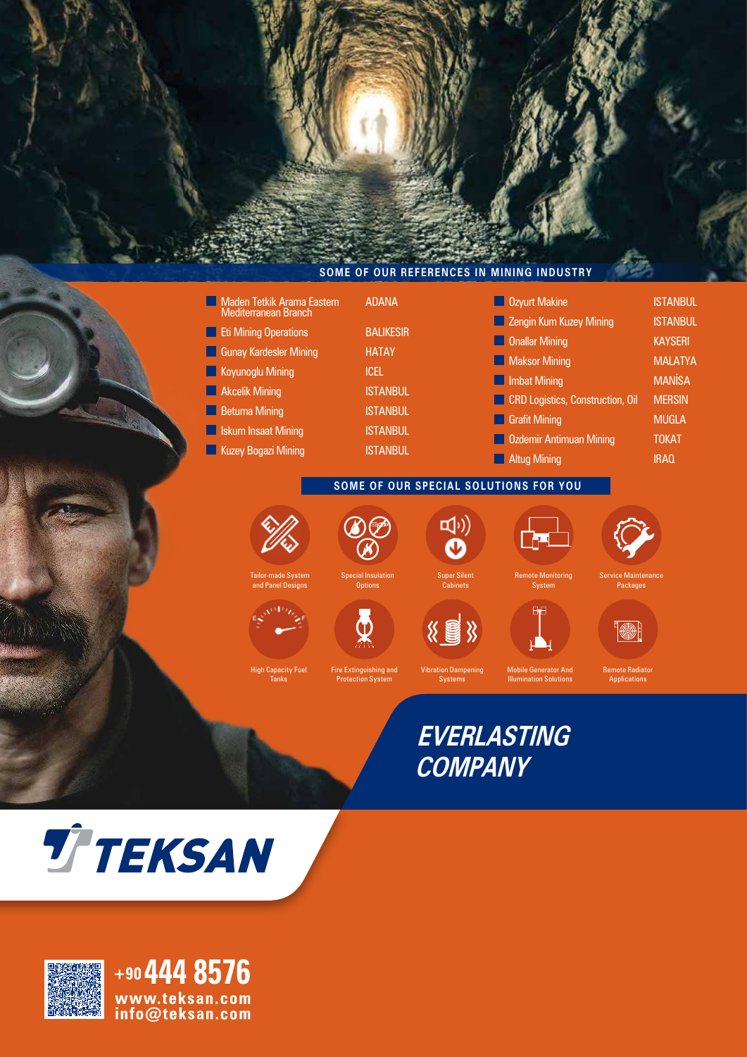## SOME OF OUR REFERENCES IN MINING INDUSTRY

| | |
|---|---|
| Maden Tetkik Arama Eastern Mediterranean Branch | ADANA |
| Eti Mining Operations | BALIKESIR |
| Gunay Kardesler Mining | HATAY |
| Koyunoglu Mining | ICEL |
| Akcelik Mining | ISTANBUL |
| Betuma Mining | ISTANBUL |
| Iskum Insaat Mining | ISTANBUL |
| Kuzey Bogazi Mining | ISTANBUL |
| Ozyurt Makine | ISTANBUL |
| Zengin Kum Kuzey Mining | ISTANBUL |
| Onallar Mining | KAYSERI |
| Maksor Mining | MALATYA |
| Imbat Mining | MANİSA |
| CRD Logistics, Construction, Oil | MERSIN |
| Grafit Mining | MUGLA |
| Ozdemir Antimuan Mining | TOKAT |
| Altug Mining | IRAQ |

## SOME OF OUR SPECIAL SOLUTIONS FOR YOU

- Tailor-made System and Panel Designs
- Special Insulation Options
- Super Silent Cabinets
- Remote Monitoring System
- Service Maintenance Packages
- High Capacity Fuel Tanks
- Fire Extinguishing and Protection System
- Vibration Dampening Systems
- Mobile Generator And Illumination Solutions
- Remote Radiator Applications

***EVERLASTING COMPANY***

TEKSAN

+90 444 8576
www.teksan.com
info@teksan.com